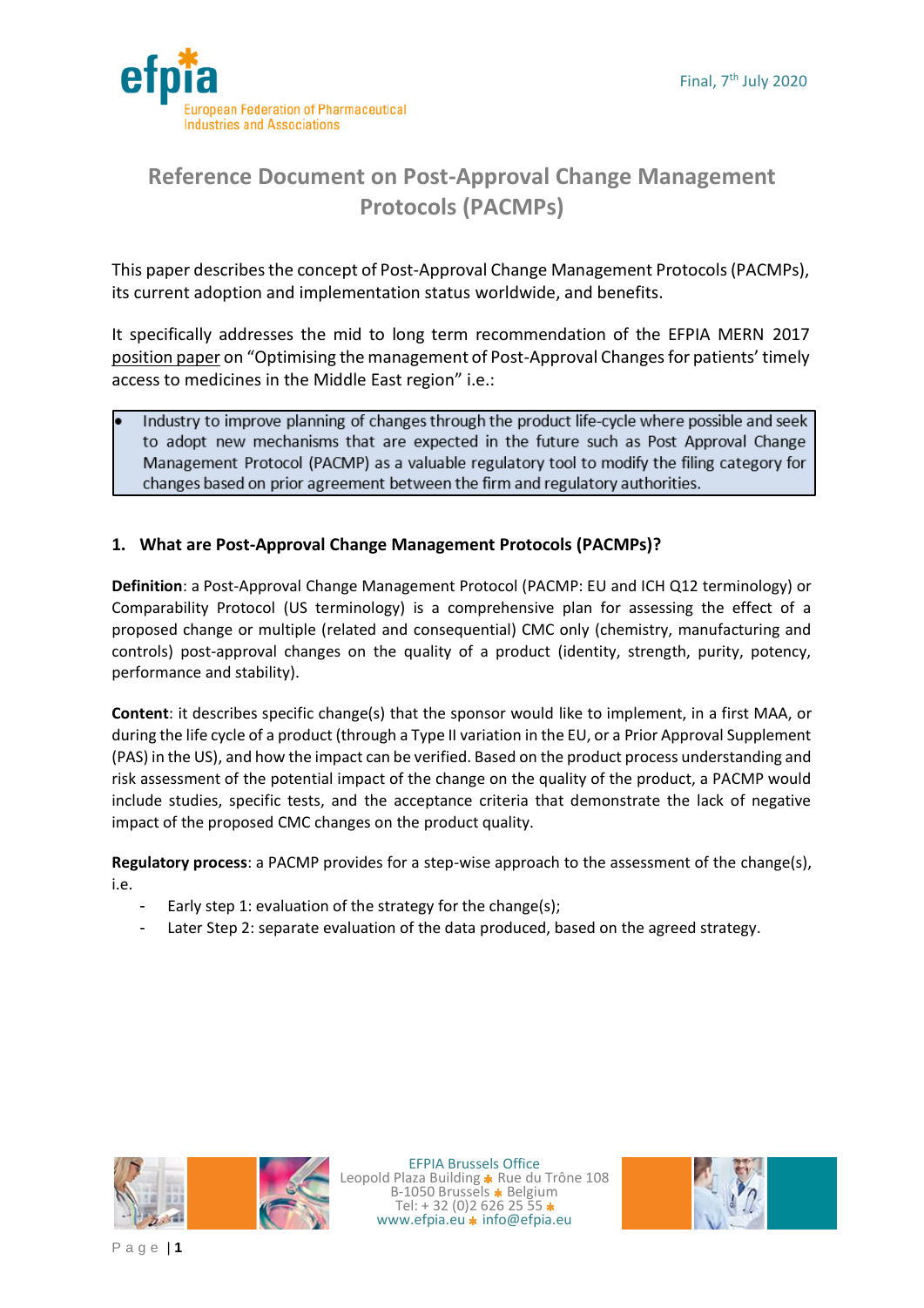Final, 7th July 2020

# Reference Document on Post-Approval Change Management Protocols (PACMPs)

This paper describes the concept of Post-Approval Change Management Protocols (PACMPs), its current adoption and implementation status worldwide, and benefits.

It specifically addresses the mid to long term recommendation of the EFPIA MERN 2017 position paper on "Optimising the management of Post-Approval Changes for patients' timely access to medicines in the Middle East region" i.e.:

- Industry to improve planning of changes through the product life-cycle where possible and seek to adopt new mechanisms that are expected in the future such as Post Approval Change Management Protocol (PACMP) as a valuable regulatory tool to modify the filing category for changes based on prior agreement between the firm and regulatory authorities.

## 1. What are Post-Approval Change Management Protocols (PACMPs)?

**Definition**: a Post-Approval Change Management Protocol (PACMP: EU and ICH Q12 terminology) or Comparability Protocol (US terminology) is a comprehensive plan for assessing the effect of a proposed change or multiple (related and consequential) CMC only (chemistry, manufacturing and controls) post-approval changes on the quality of a product (identity, strength, purity, potency, performance and stability).

**Content**: it describes specific change(s) that the sponsor would like to implement, in a first MAA, or during the life cycle of a product (through a Type II variation in the EU, or a Prior Approval Supplement (PAS) in the US), and how the impact can be verified. Based on the product process understanding and risk assessment of the potential impact of the change on the quality of the product, a PACMP would include studies, specific tests, and the acceptance criteria that demonstrate the lack of negative impact of the proposed CMC changes on the product quality.

**Regulatory process**: a PACMP provides for a step-wise approach to the assessment of the change(s), i.e.

- Early step 1: evaluation of the strategy for the change(s);
- Later Step 2: separate evaluation of the data produced, based on the agreed strategy.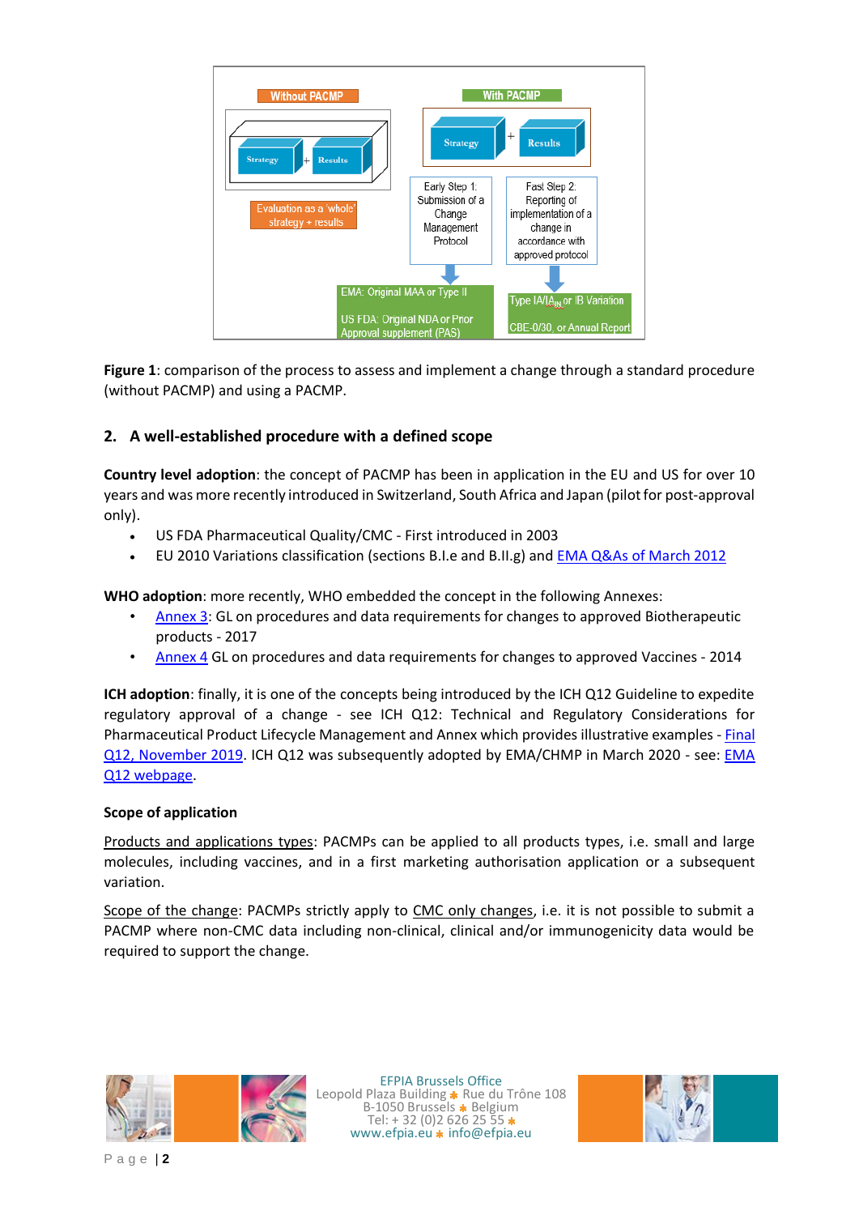**Figure 1**: comparison of the process to assess and implement a change through a standard procedure (without PACMP) and using a PACMP.

## 2. A well-established procedure with a defined scope

**Country level adoption**: the concept of PACMP has been in application in the EU and US for over 10 years and was more recently introduced in Switzerland, South Africa and Japan (pilot for post-approval only).

- US FDA Pharmaceutical Quality/CMC - First introduced in 2003
- EU 2010 Variations classification (sections B.I.e and B.II.g) and EMA Q&As of March 2012

**WHO adoption**: more recently, WHO embedded the concept in the following Annexes:

- Annex 3: GL on procedures and data requirements for changes to approved Biotherapeutic products - 2017
- Annex 4 GL on procedures and data requirements for changes to approved Vaccines - 2014

**ICH adoption**: finally, it is one of the concepts being introduced by the ICH Q12 Guideline to expedite regulatory approval of a change - see ICH Q12: Technical and Regulatory Considerations for Pharmaceutical Product Lifecycle Management and Annex which provides illustrative examples - Final Q12, November 2019. ICH Q12 was subsequently adopted by EMA/CHMP in March 2020 - see: EMA Q12 webpage.

### Scope of application

Products and applications types: PACMPs can be applied to all products types, i.e. small and large molecules, including vaccines, and in a first marketing authorisation application or a subsequent variation.

Scope of the change: PACMPs strictly apply to CMC only changes, i.e. it is not possible to submit a PACMP where non-CMC data including non-clinical, clinical and/or immunogenicity data would be required to support the change.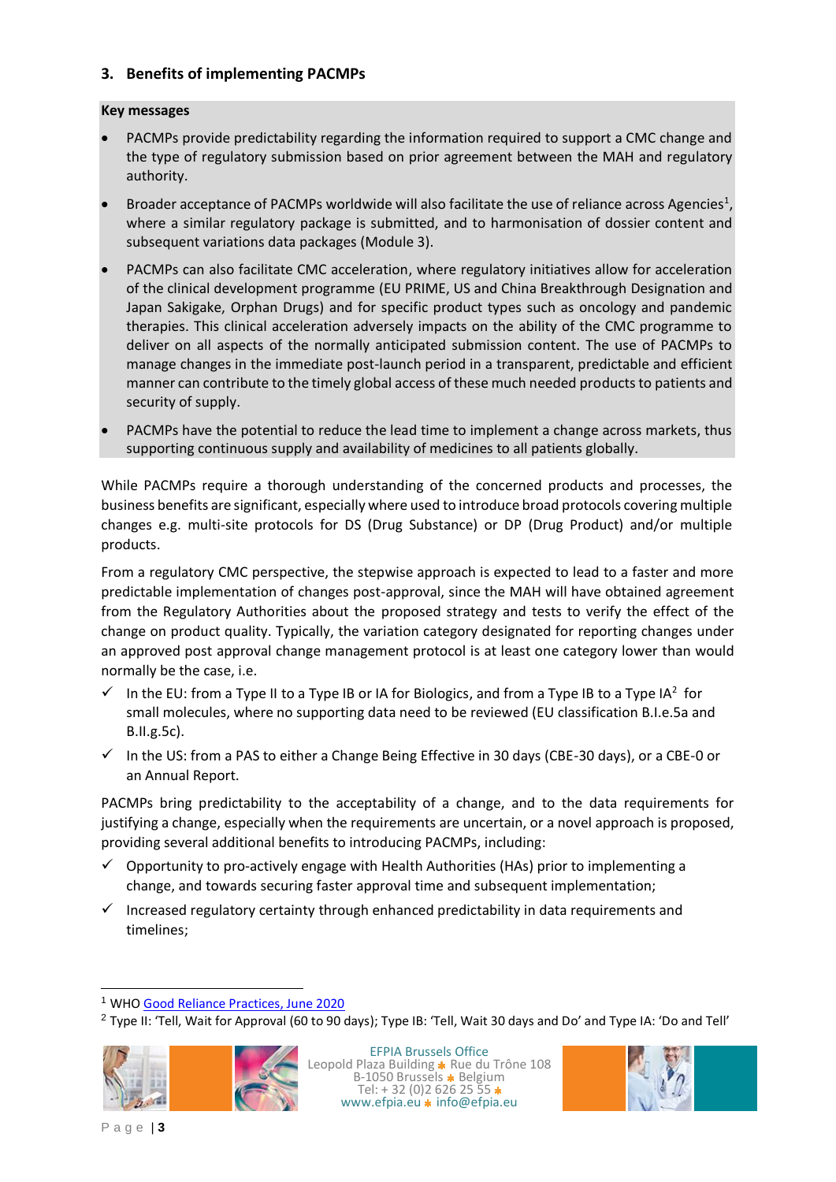## 3. Benefits of implementing PACMPs

**Key messages**

- PACMPs provide predictability regarding the information required to support a CMC change and the type of regulatory submission based on prior agreement between the MAH and regulatory authority.
- Broader acceptance of PACMPs worldwide will also facilitate the use of reliance across Agencies[1], where a similar regulatory package is submitted, and to harmonisation of dossier content and subsequent variations data packages (Module 3).
- PACMPs can also facilitate CMC acceleration, where regulatory initiatives allow for acceleration of the clinical development programme (EU PRIME, US and China Breakthrough Designation and Japan Sakigake, Orphan Drugs) and for specific product types such as oncology and pandemic therapies. This clinical acceleration adversely impacts on the ability of the CMC programme to deliver on all aspects of the normally anticipated submission content. The use of PACMPs to manage changes in the immediate post-launch period in a transparent, predictable and efficient manner can contribute to the timely global access of these much needed products to patients and security of supply.
- PACMPs have the potential to reduce the lead time to implement a change across markets, thus supporting continuous supply and availability of medicines to all patients globally.

While PACMPs require a thorough understanding of the concerned products and processes, the business benefits are significant, especially where used to introduce broad protocols covering multiple changes e.g. multi-site protocols for DS (Drug Substance) or DP (Drug Product) and/or multiple products.

From a regulatory CMC perspective, the stepwise approach is expected to lead to a faster and more predictable implementation of changes post-approval, since the MAH will have obtained agreement from the Regulatory Authorities about the proposed strategy and tests to verify the effect of the change on product quality. Typically, the variation category designated for reporting changes under an approved post approval change management protocol is at least one category lower than would normally be the case, i.e.

- ✓ In the EU: from a Type II to a Type IB or IA for Biologics, and from a Type IB to a Type IA[2] for small molecules, where no supporting data need to be reviewed (EU classification B.I.e.5a and B.II.g.5c).
- ✓ In the US: from a PAS to either a Change Being Effective in 30 days (CBE-30 days), or a CBE-0 or an Annual Report.

PACMPs bring predictability to the acceptability of a change, and to the data requirements for justifying a change, especially when the requirements are uncertain, or a novel approach is proposed, providing several additional benefits to introducing PACMPs, including:

- ✓ Opportunity to pro-actively engage with Health Authorities (HAs) prior to implementing a change, and towards securing faster approval time and subsequent implementation;
- ✓ Increased regulatory certainty through enhanced predictability in data requirements and timelines;

---

[1] WHO [Good Reliance Practices, June 2020](Good Reliance Practices, June 2020)

[2] Type II: 'Tell, Wait for Approval (60 to 90 days); Type IB: 'Tell, Wait 30 days and Do' and Type IA: 'Do and Tell'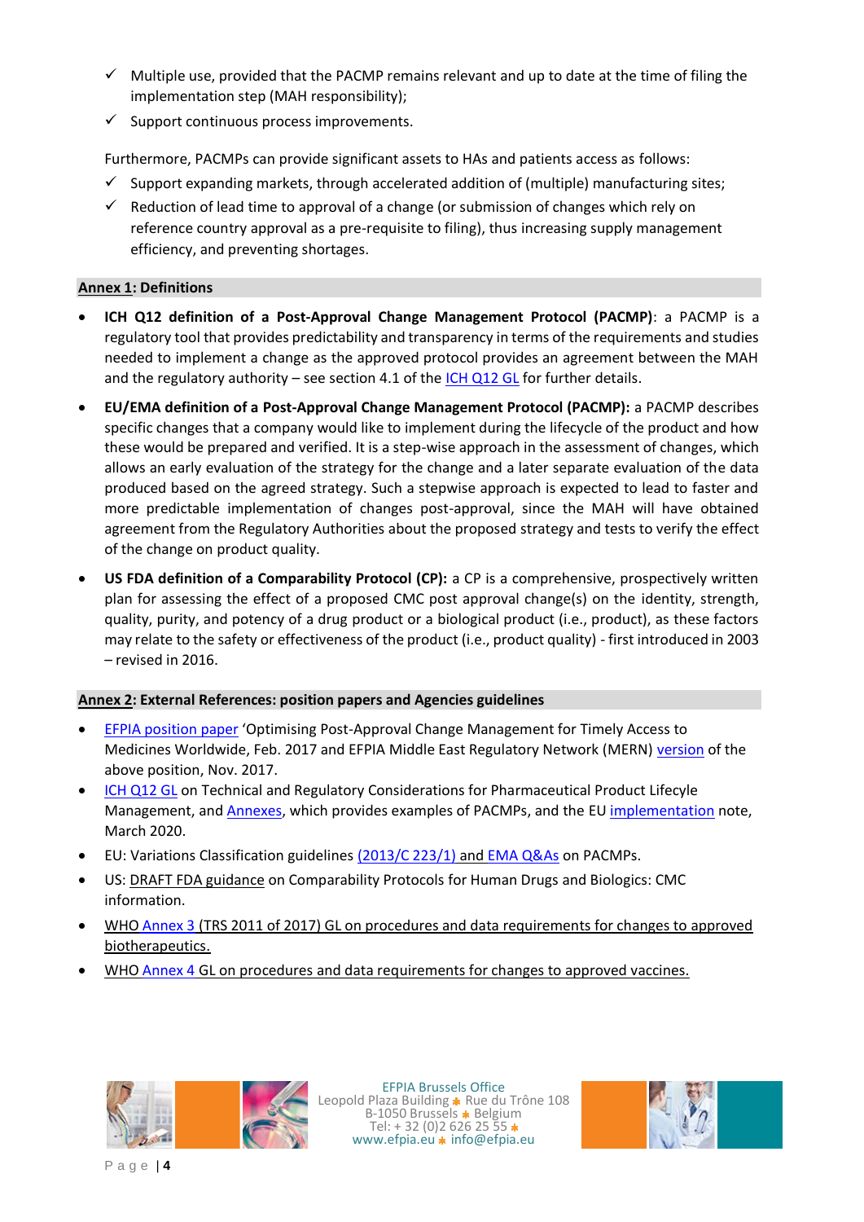- ✓ Multiple use, provided that the PACMP remains relevant and up to date at the time of filing the implementation step (MAH responsibility);
- ✓ Support continuous process improvements.

Furthermore, PACMPs can provide significant assets to HAs and patients access as follows:

- ✓ Support expanding markets, through accelerated addition of (multiple) manufacturing sites;
- ✓ Reduction of lead time to approval of a change (or submission of changes which rely on reference country approval as a pre-requisite to filing), thus increasing supply management efficiency, and preventing shortages.

## Annex 1: Definitions

- **ICH Q12 definition of a Post-Approval Change Management Protocol (PACMP)**: a PACMP is a regulatory tool that provides predictability and transparency in terms of the requirements and studies needed to implement a change as the approved protocol provides an agreement between the MAH and the regulatory authority – see section 4.1 of the ICH Q12 GL for further details.
- **EU/EMA definition of a Post-Approval Change Management Protocol (PACMP):** a PACMP describes specific changes that a company would like to implement during the lifecycle of the product and how these would be prepared and verified. It is a step-wise approach in the assessment of changes, which allows an early evaluation of the strategy for the change and a later separate evaluation of the data produced based on the agreed strategy. Such a stepwise approach is expected to lead to faster and more predictable implementation of changes post-approval, since the MAH will have obtained agreement from the Regulatory Authorities about the proposed strategy and tests to verify the effect of the change on product quality.
- **US FDA definition of a Comparability Protocol (CP):** a CP is a comprehensive, prospectively written plan for assessing the effect of a proposed CMC post approval change(s) on the identity, strength, quality, purity, and potency of a drug product or a biological product (i.e., product), as these factors may relate to the safety or effectiveness of the product (i.e., product quality) - first introduced in 2003 – revised in 2016.

## Annex 2: External References: position papers and Agencies guidelines

- EFPIA position paper 'Optimising Post-Approval Change Management for Timely Access to Medicines Worldwide, Feb. 2017 and EFPIA Middle East Regulatory Network (MERN) version of the above position, Nov. 2017.
- ICH Q12 GL on Technical and Regulatory Considerations for Pharmaceutical Product Lifecycle Management, and Annexes, which provides examples of PACMPs, and the EU implementation note, March 2020.
- EU: Variations Classification guidelines (2013/C 223/1) and EMA Q&As on PACMPs.
- US: DRAFT FDA guidance on Comparability Protocols for Human Drugs and Biologics: CMC information.
- WHO Annex 3 (TRS 2011 of 2017) GL on procedures and data requirements for changes to approved biotherapeutics.
- WHO Annex 4 GL on procedures and data requirements for changes to approved vaccines.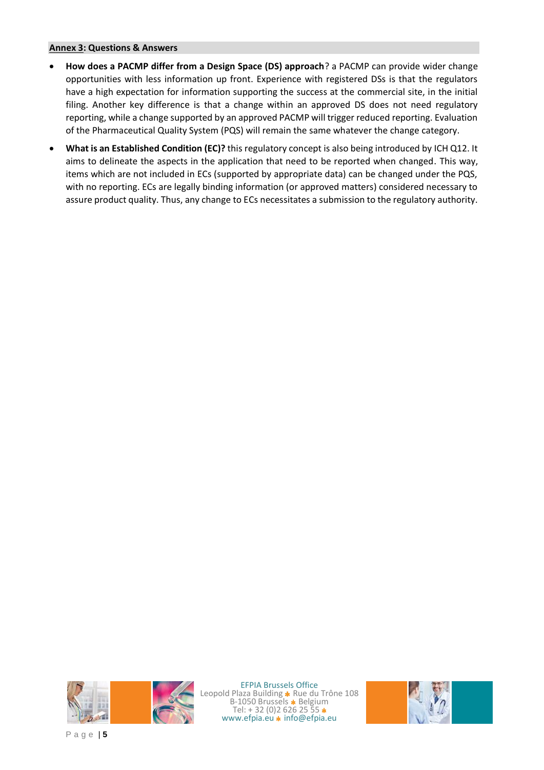**Annex 3: Questions & Answers**

- **How does a PACMP differ from a Design Space (DS) approach**? a PACMP can provide wider change opportunities with less information up front. Experience with registered DSs is that the regulators have a high expectation for information supporting the success at the commercial site, in the initial filing. Another key difference is that a change within an approved DS does not need regulatory reporting, while a change supported by an approved PACMP will trigger reduced reporting. Evaluation of the Pharmaceutical Quality System (PQS) will remain the same whatever the change category.
- **What is an Established Condition (EC)?** this regulatory concept is also being introduced by ICH Q12. It aims to delineate the aspects in the application that need to be reported when changed. This way, items which are not included in ECs (supported by appropriate data) can be changed under the PQS, with no reporting. ECs are legally binding information (or approved matters) considered necessary to assure product quality. Thus, any change to ECs necessitates a submission to the regulatory authority.